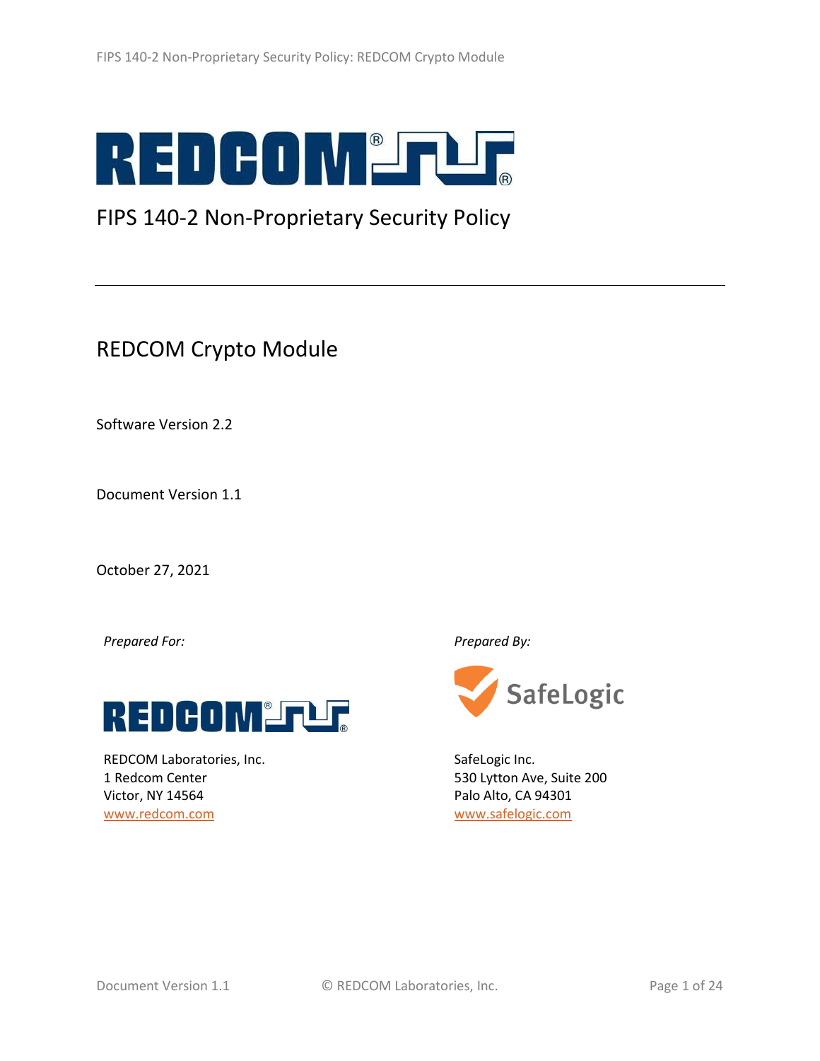# FIPS 140-2 Non-Proprietary Security Policy

## REDCOM Crypto Module

Software Version 2.2

Document Version 1.1

October 27, 2021

*Prepared For:*

REDCOM Laboratories, Inc.
1 Redcom Center
Victor, NY 14564
www.redcom.com

*Prepared By:*

SafeLogic Inc.
530 Lytton Ave, Suite 200
Palo Alto, CA 94301
www.safelogic.com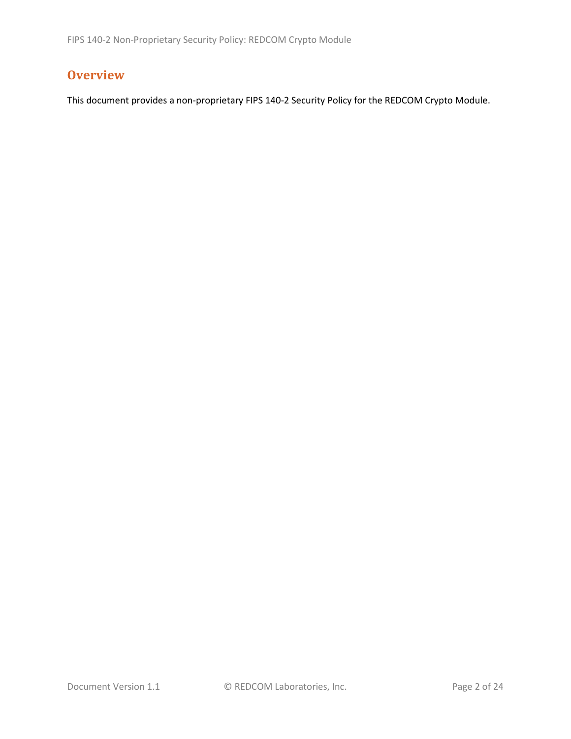## Overview

This document provides a non-proprietary FIPS 140-2 Security Policy for the REDCOM Crypto Module.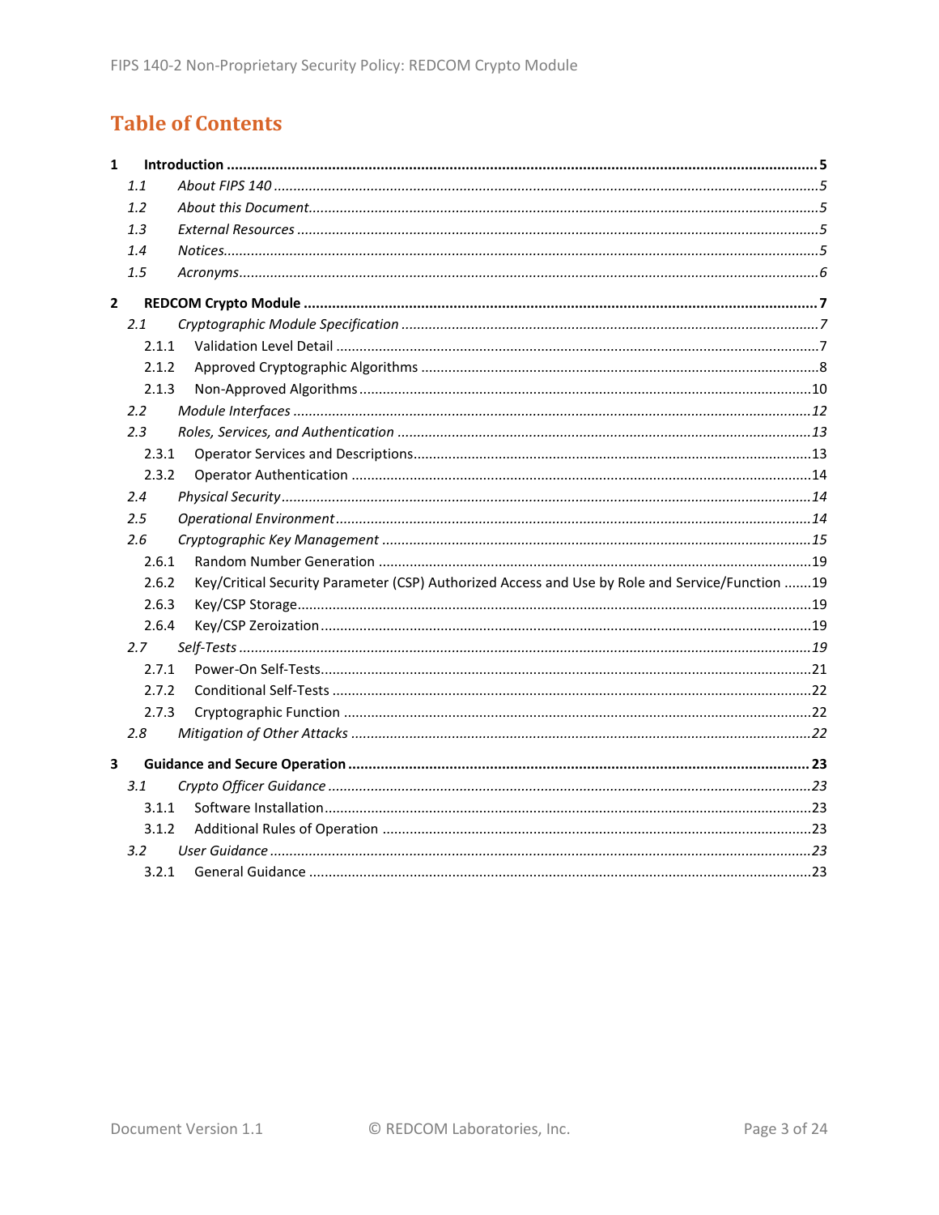# Table of Contents

**1 Introduction ........................................................................................................................................ 5**

*1.1 About FIPS 140 ............................................................................................................................ 5*

*1.2 About this Document ................................................................................................................... 5*

*1.3 External Resources ...................................................................................................................... 5*

*1.4 Notices ......................................................................................................................................... 5*

*1.5 Acronyms ..................................................................................................................................... 6*

**2 REDCOM Crypto Module ..................................................................................................................... 7**

*2.1 Cryptographic Module Specification ........................................................................................... 7*

2.1.1 Validation Level Detail ............................................................................................................. 7

2.1.2 Approved Cryptographic Algorithms ....................................................................................... 8

2.1.3 Non-Approved Algorithms ..................................................................................................... 10

*2.2 Module Interfaces ...................................................................................................................... 12*

*2.3 Roles, Services, and Authentication ........................................................................................... 13*

2.3.1 Operator Services and Descriptions ....................................................................................... 13

2.3.2 Operator Authentication ....................................................................................................... 14

*2.4 Physical Security ......................................................................................................................... 14*

*2.5 Operational Environment ........................................................................................................... 14*

*2.6 Cryptographic Key Management ............................................................................................... 15*

2.6.1 Random Number Generation ................................................................................................ 19

2.6.2 Key/Critical Security Parameter (CSP) Authorized Access and Use by Role and Service/Function ....... 19

2.6.3 Key/CSP Storage .................................................................................................................... 19

2.6.4 Key/CSP Zeroization .............................................................................................................. 19

*2.7 Self-Tests .................................................................................................................................... 19*

2.7.1 Power-On Self-Tests ............................................................................................................... 21

2.7.2 Conditional Self-Tests ............................................................................................................ 22

2.7.3 Cryptographic Function ......................................................................................................... 22

*2.8 Mitigation of Other Attacks ....................................................................................................... 22*

**3 Guidance and Secure Operation ....................................................................................................... 23**

*3.1 Crypto Officer Guidance ............................................................................................................. 23*

3.1.1 Software Installation .............................................................................................................. 23

3.1.2 Additional Rules of Operation ............................................................................................... 23

*3.2 User Guidance ............................................................................................................................ 23*

3.2.1 General Guidance ................................................................................................................. 23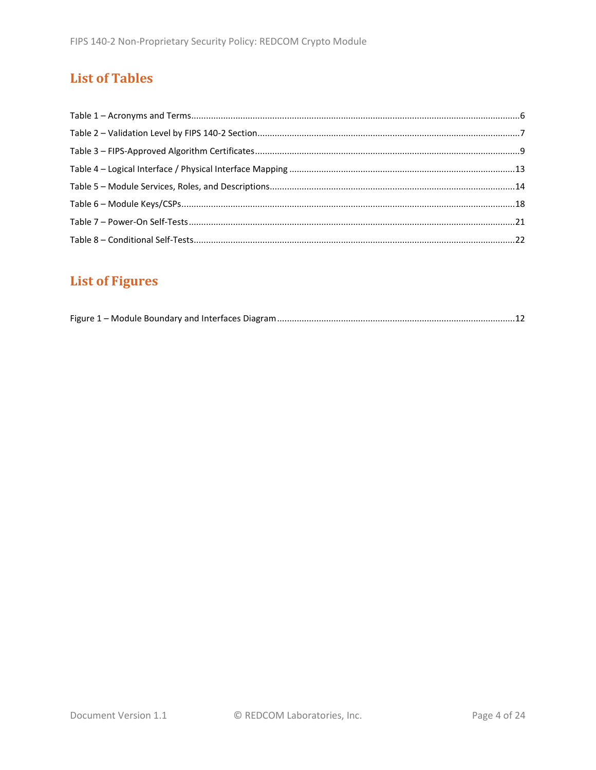## List of Tables

Table 1 – Acronyms and Terms....................................................................................................................6
Table 2 – Validation Level by FIPS 140-2 Section..........................................................................................7
Table 3 – FIPS-Approved Algorithm Certificates...........................................................................................9
Table 4 – Logical Interface / Physical Interface Mapping ...........................................................................13
Table 5 – Module Services, Roles, and Descriptions...................................................................................14
Table 6 – Module Keys/CSPs......................................................................................................................18
Table 7 – Power-On Self-Tests...................................................................................................................21
Table 8 – Conditional Self-Tests.................................................................................................................22

## List of Figures

Figure 1 – Module Boundary and Interfaces Diagram................................................................................12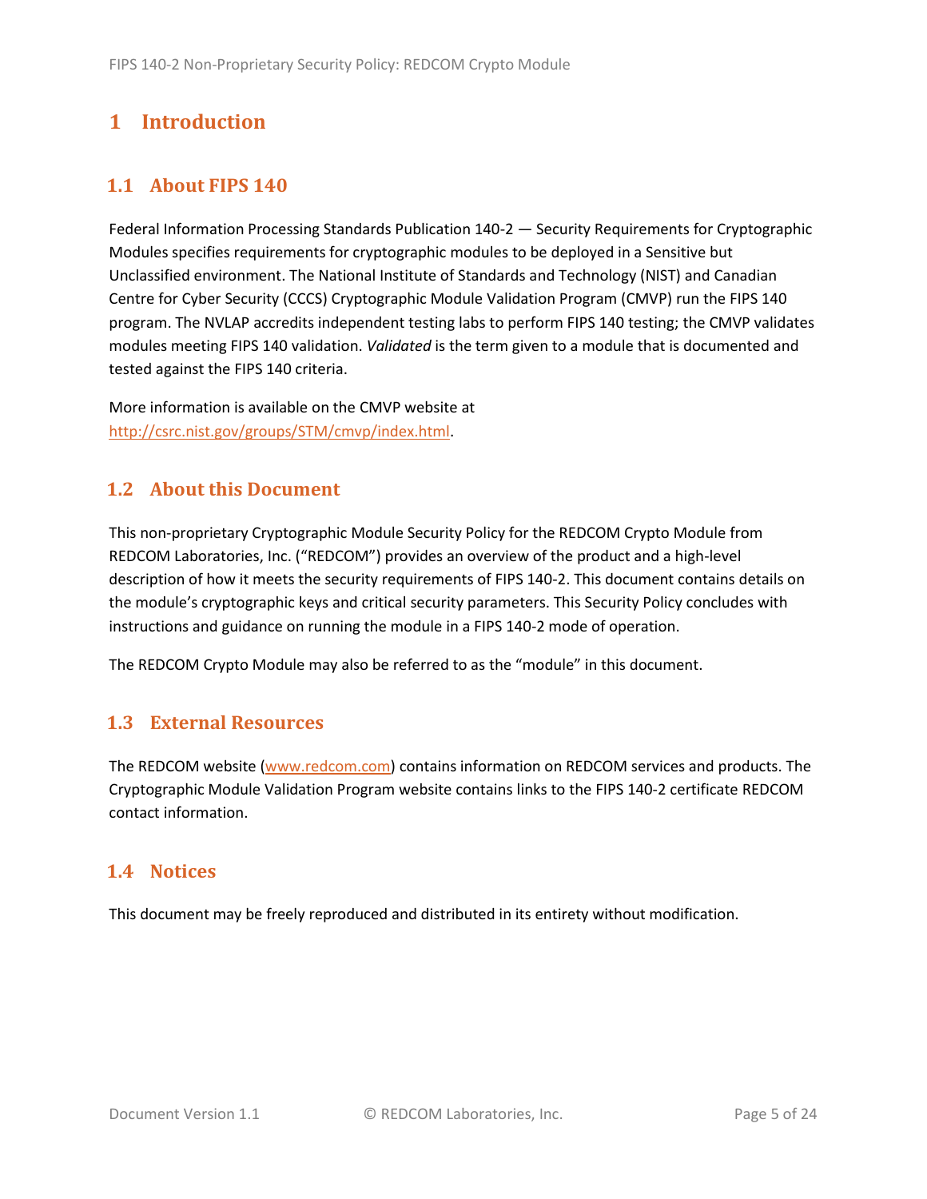# 1 Introduction

## 1.1 About FIPS 140

Federal Information Processing Standards Publication 140-2 — Security Requirements for Cryptographic Modules specifies requirements for cryptographic modules to be deployed in a Sensitive but Unclassified environment. The National Institute of Standards and Technology (NIST) and Canadian Centre for Cyber Security (CCCS) Cryptographic Module Validation Program (CMVP) run the FIPS 140 program. The NVLAP accredits independent testing labs to perform FIPS 140 testing; the CMVP validates modules meeting FIPS 140 validation. *Validated* is the term given to a module that is documented and tested against the FIPS 140 criteria.

More information is available on the CMVP website at http://csrc.nist.gov/groups/STM/cmvp/index.html.

## 1.2 About this Document

This non-proprietary Cryptographic Module Security Policy for the REDCOM Crypto Module from REDCOM Laboratories, Inc. ("REDCOM") provides an overview of the product and a high-level description of how it meets the security requirements of FIPS 140-2. This document contains details on the module's cryptographic keys and critical security parameters. This Security Policy concludes with instructions and guidance on running the module in a FIPS 140-2 mode of operation.

The REDCOM Crypto Module may also be referred to as the "module" in this document.

## 1.3 External Resources

The REDCOM website (www.redcom.com) contains information on REDCOM services and products. The Cryptographic Module Validation Program website contains links to the FIPS 140-2 certificate REDCOM contact information.

## 1.4 Notices

This document may be freely reproduced and distributed in its entirety without modification.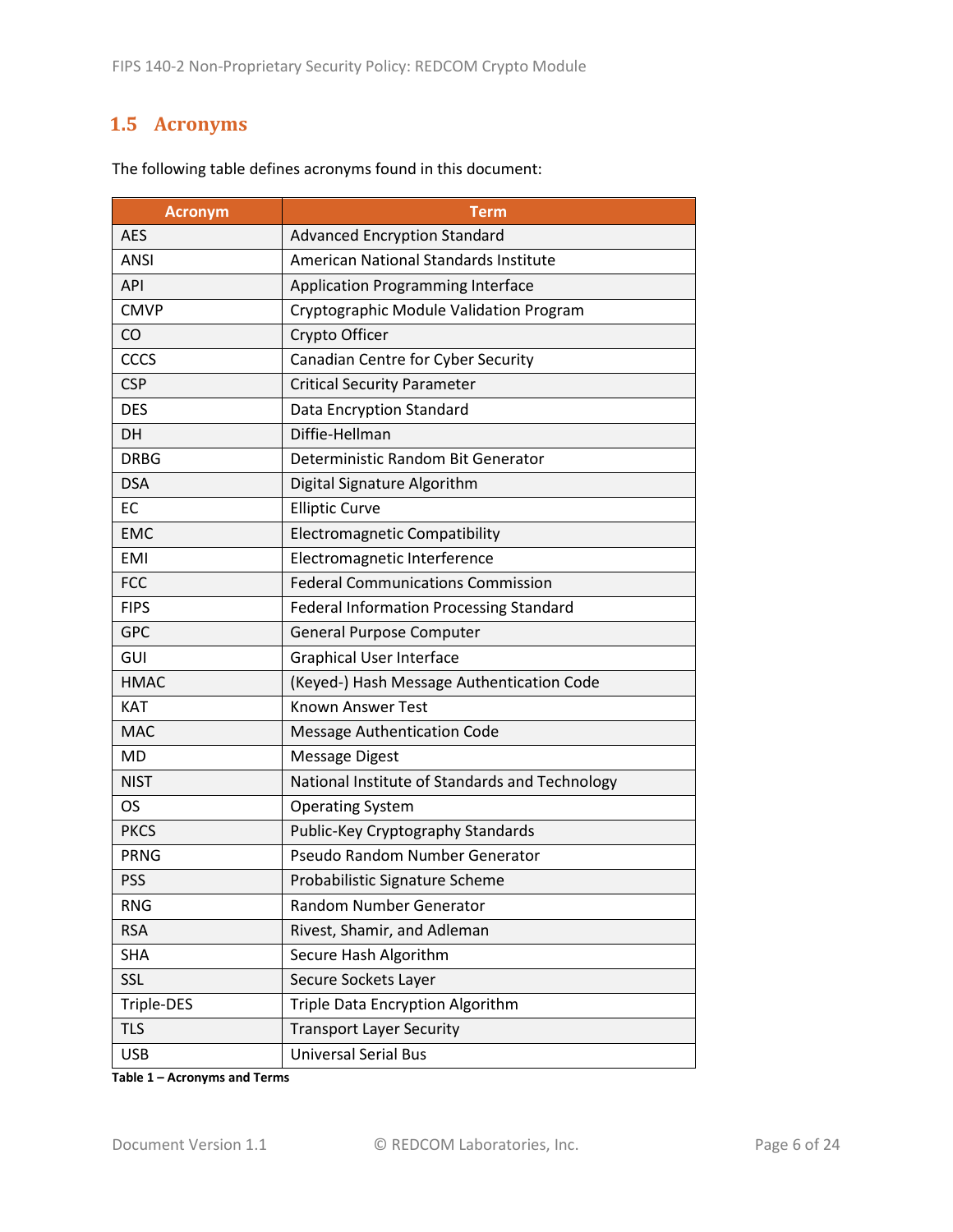## 1.5 Acronyms

The following table defines acronyms found in this document:

| Acronym | Term |
|---|---|
| AES | Advanced Encryption Standard |
| ANSI | American National Standards Institute |
| API | Application Programming Interface |
| CMVP | Cryptographic Module Validation Program |
| CO | Crypto Officer |
| CCCS | Canadian Centre for Cyber Security |
| CSP | Critical Security Parameter |
| DES | Data Encryption Standard |
| DH | Diffie-Hellman |
| DRBG | Deterministic Random Bit Generator |
| DSA | Digital Signature Algorithm |
| EC | Elliptic Curve |
| EMC | Electromagnetic Compatibility |
| EMI | Electromagnetic Interference |
| FCC | Federal Communications Commission |
| FIPS | Federal Information Processing Standard |
| GPC | General Purpose Computer |
| GUI | Graphical User Interface |
| HMAC | (Keyed-) Hash Message Authentication Code |
| KAT | Known Answer Test |
| MAC | Message Authentication Code |
| MD | Message Digest |
| NIST | National Institute of Standards and Technology |
| OS | Operating System |
| PKCS | Public-Key Cryptography Standards |
| PRNG | Pseudo Random Number Generator |
| PSS | Probabilistic Signature Scheme |
| RNG | Random Number Generator |
| RSA | Rivest, Shamir, and Adleman |
| SHA | Secure Hash Algorithm |
| SSL | Secure Sockets Layer |
| Triple-DES | Triple Data Encryption Algorithm |
| TLS | Transport Layer Security |
| USB | Universal Serial Bus |

**Table 1 – Acronyms and Terms**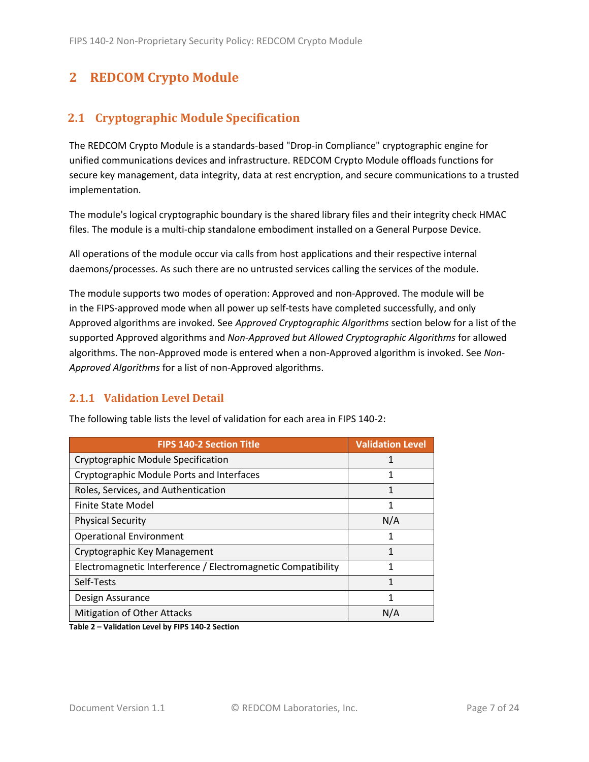# 2 REDCOM Crypto Module

## 2.1 Cryptographic Module Specification

The REDCOM Crypto Module is a standards-based "Drop-in Compliance" cryptographic engine for unified communications devices and infrastructure. REDCOM Crypto Module offloads functions for secure key management, data integrity, data at rest encryption, and secure communications to a trusted implementation.

The module's logical cryptographic boundary is the shared library files and their integrity check HMAC files. The module is a multi-chip standalone embodiment installed on a General Purpose Device.

All operations of the module occur via calls from host applications and their respective internal daemons/processes. As such there are no untrusted services calling the services of the module.

The module supports two modes of operation: Approved and non-Approved. The module will be in the FIPS-approved mode when all power up self-tests have completed successfully, and only Approved algorithms are invoked. See *Approved Cryptographic Algorithms* section below for a list of the supported Approved algorithms and *Non-Approved but Allowed Cryptographic Algorithms* for allowed algorithms. The non-Approved mode is entered when a non-Approved algorithm is invoked. See *Non-Approved Algorithms* for a list of non-Approved algorithms.

### 2.1.1 Validation Level Detail

The following table lists the level of validation for each area in FIPS 140-2:

| FIPS 140-2 Section Title | Validation Level |
|---|---|
| Cryptographic Module Specification | 1 |
| Cryptographic Module Ports and Interfaces | 1 |
| Roles, Services, and Authentication | 1 |
| Finite State Model | 1 |
| Physical Security | N/A |
| Operational Environment | 1 |
| Cryptographic Key Management | 1 |
| Electromagnetic Interference / Electromagnetic Compatibility | 1 |
| Self-Tests | 1 |
| Design Assurance | 1 |
| Mitigation of Other Attacks | N/A |

**Table 2 – Validation Level by FIPS 140-2 Section**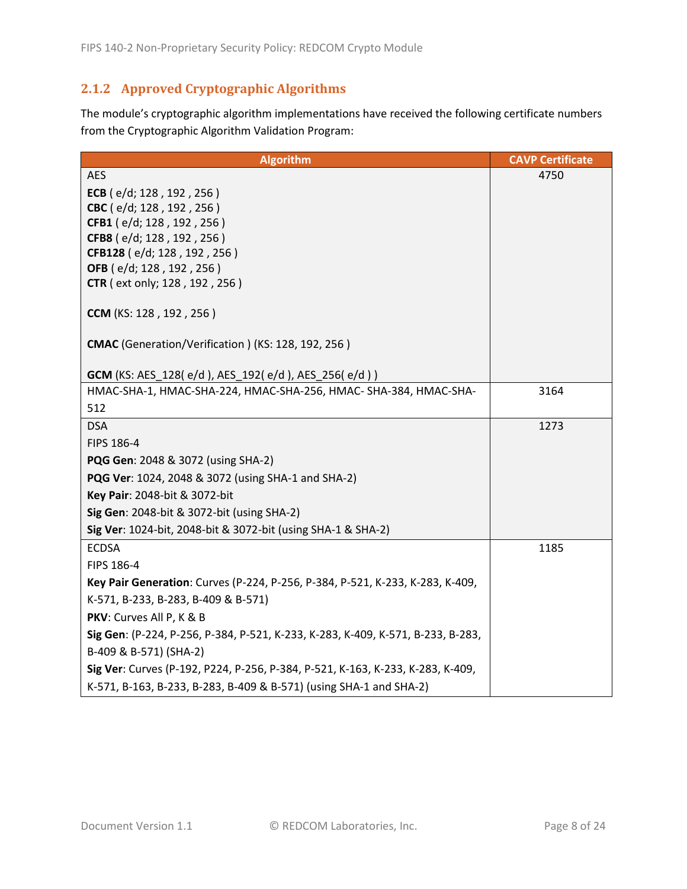### 2.1.2 Approved Cryptographic Algorithms

The module's cryptographic algorithm implementations have received the following certificate numbers from the Cryptographic Algorithm Validation Program:

| Algorithm | CAVP Certificate |
|---|---|
| AES<br>**ECB** ( e/d; 128 , 192 , 256 )<br>**CBC** ( e/d; 128 , 192 , 256 )<br>**CFB1** ( e/d; 128 , 192 , 256 )<br>**CFB8** ( e/d; 128 , 192 , 256 )<br>**CFB128** ( e/d; 128 , 192 , 256 )<br>**OFB** ( e/d; 128 , 192 , 256 )<br>**CTR** ( ext only; 128 , 192 , 256 )<br><br>**CCM** (KS: 128 , 192 , 256 )<br><br>**CMAC** (Generation/Verification ) (KS: 128, 192, 256 )<br><br>**GCM** (KS: AES_128( e/d ), AES_192( e/d ), AES_256( e/d ) ) | 4750 |
| HMAC-SHA-1, HMAC-SHA-224, HMAC-SHA-256, HMAC- SHA-384, HMAC-SHA-512 | 3164 |
| DSA<br>FIPS 186-4<br>**PQG Gen**: 2048 & 3072 (using SHA-2)<br>**PQG Ver**: 1024, 2048 & 3072 (using SHA-1 and SHA-2)<br>**Key Pair**: 2048-bit & 3072-bit<br>**Sig Gen**: 2048-bit & 3072-bit (using SHA-2)<br>**Sig Ver**: 1024-bit, 2048-bit & 3072-bit (using SHA-1 & SHA-2) | 1273 |
| ECDSA<br>FIPS 186-4<br>**Key Pair Generation**: Curves (P-224, P-256, P-384, P-521, K-233, K-283, K-409, K-571, B-233, B-283, B-409 & B-571)<br>**PKV**: Curves All P, K & B<br>**Sig Gen**: (P-224, P-256, P-384, P-521, K-233, K-283, K-409, K-571, B-233, B-283, B-409 & B-571) (SHA-2)<br>**Sig Ver**: Curves (P-192, P224, P-256, P-384, P-521, K-163, K-233, K-283, K-409, K-571, B-163, B-233, B-283, B-409 & B-571) (using SHA-1 and SHA-2) | 1185 |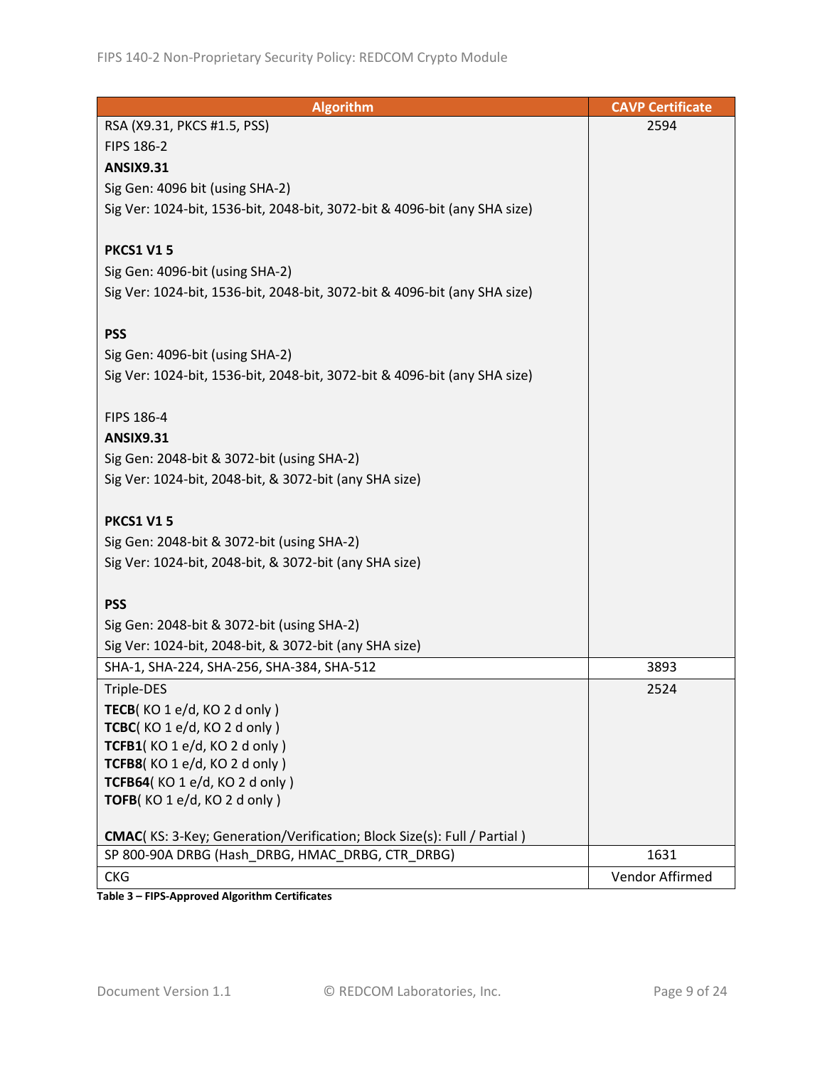| Algorithm | CAVP Certificate |
|---|---|
| RSA (X9.31, PKCS #1.5, PSS)<br>FIPS 186-2<br>**ANSIX9.31**<br>Sig Gen: 4096 bit (using SHA-2)<br>Sig Ver: 1024-bit, 1536-bit, 2048-bit, 3072-bit & 4096-bit (any SHA size)<br><br>**PKCS1 V1 5**<br>Sig Gen: 4096-bit (using SHA-2)<br>Sig Ver: 1024-bit, 1536-bit, 2048-bit, 3072-bit & 4096-bit (any SHA size)<br><br>**PSS**<br>Sig Gen: 4096-bit (using SHA-2)<br>Sig Ver: 1024-bit, 1536-bit, 2048-bit, 3072-bit & 4096-bit (any SHA size)<br><br>FIPS 186-4<br>**ANSIX9.31**<br>Sig Gen: 2048-bit & 3072-bit (using SHA-2)<br>Sig Ver: 1024-bit, 2048-bit, & 3072-bit (any SHA size)<br><br>**PKCS1 V1 5**<br>Sig Gen: 2048-bit & 3072-bit (using SHA-2)<br>Sig Ver: 1024-bit, 2048-bit, & 3072-bit (any SHA size)<br><br>**PSS**<br>Sig Gen: 2048-bit & 3072-bit (using SHA-2)<br>Sig Ver: 1024-bit, 2048-bit, & 3072-bit (any SHA size) | 2594 |
| SHA-1, SHA-224, SHA-256, SHA-384, SHA-512 | 3893 |
| Triple-DES<br>**TECB**( KO 1 e/d, KO 2 d only )<br>**TCBC**( KO 1 e/d, KO 2 d only )<br>**TCFB1**( KO 1 e/d, KO 2 d only )<br>**TCFB8**( KO 1 e/d, KO 2 d only )<br>**TCFB64**( KO 1 e/d, KO 2 d only )<br>**TOFB**( KO 1 e/d, KO 2 d only )<br><br>**CMAC**( KS: 3-Key; Generation/Verification; Block Size(s): Full / Partial ) | 2524 |
| SP 800-90A DRBG (Hash_DRBG, HMAC_DRBG, CTR_DRBG) | 1631 |
| CKG | Vendor Affirmed |

**Table 3 – FIPS-Approved Algorithm Certificates**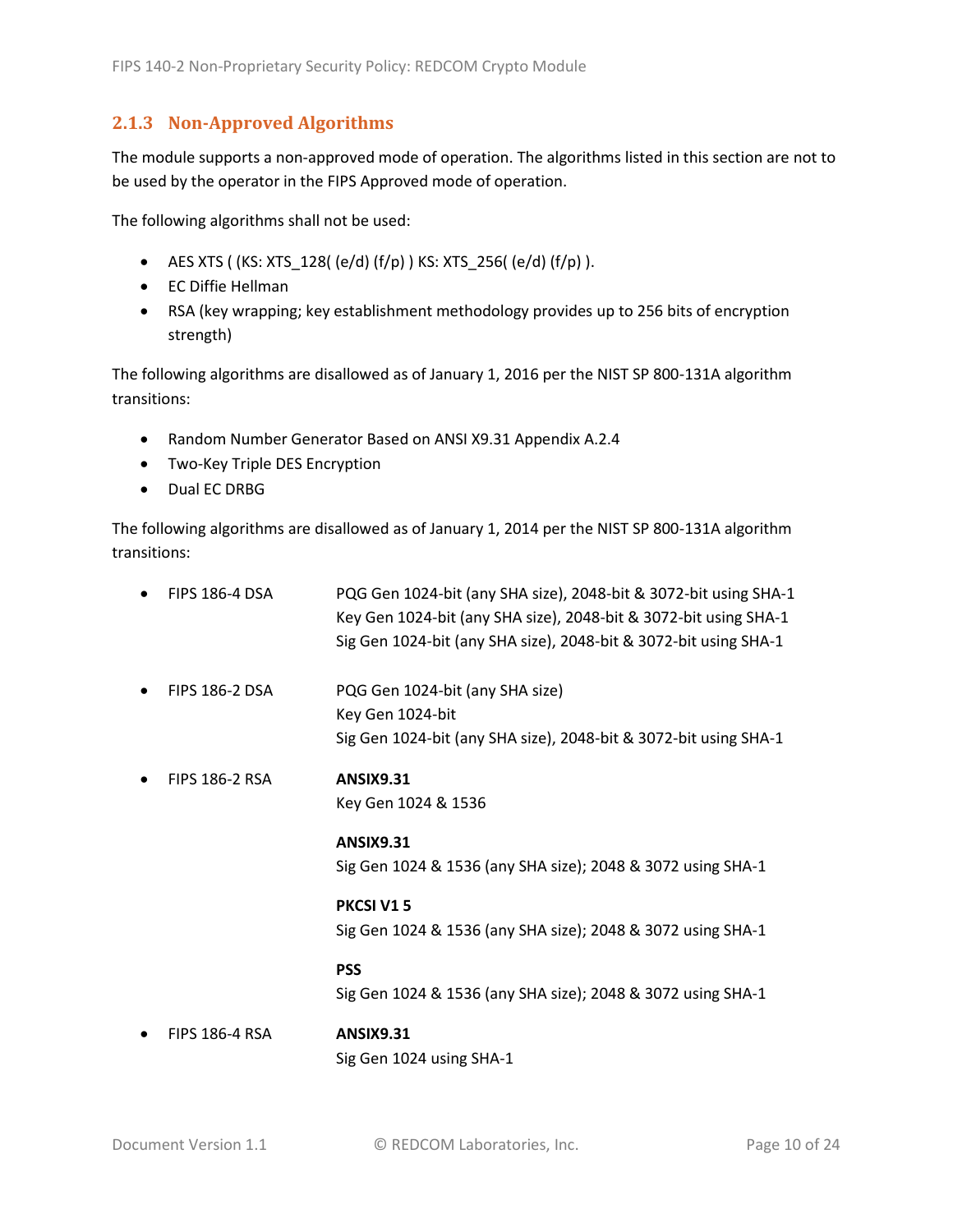### 2.1.3 Non-Approved Algorithms

The module supports a non-approved mode of operation. The algorithms listed in this section are not to be used by the operator in the FIPS Approved mode of operation.

The following algorithms shall not be used:

- AES XTS ( (KS: XTS_128( (e/d) (f/p) ) KS: XTS_256( (e/d) (f/p) ).
- EC Diffie Hellman
- RSA (key wrapping; key establishment methodology provides up to 256 bits of encryption strength)

The following algorithms are disallowed as of January 1, 2016 per the NIST SP 800-131A algorithm transitions:

- Random Number Generator Based on ANSI X9.31 Appendix A.2.4
- Two-Key Triple DES Encryption
- Dual EC DRBG

The following algorithms are disallowed as of January 1, 2014 per the NIST SP 800-131A algorithm transitions:

- FIPS 186-4 DSA
  PQG Gen 1024-bit (any SHA size), 2048-bit & 3072-bit using SHA-1
  Key Gen 1024-bit (any SHA size), 2048-bit & 3072-bit using SHA-1
  Sig Gen 1024-bit (any SHA size), 2048-bit & 3072-bit using SHA-1

- FIPS 186-2 DSA
  PQG Gen 1024-bit (any SHA size)
  Key Gen 1024-bit
  Sig Gen 1024-bit (any SHA size), 2048-bit & 3072-bit using SHA-1

- FIPS 186-2 RSA

  **ANSIX9.31**
  Key Gen 1024 & 1536

  **ANSIX9.31**
  Sig Gen 1024 & 1536 (any SHA size); 2048 & 3072 using SHA-1

  **PKCSI V1 5**
  Sig Gen 1024 & 1536 (any SHA size); 2048 & 3072 using SHA-1

  **PSS**
  Sig Gen 1024 & 1536 (any SHA size); 2048 & 3072 using SHA-1

- FIPS 186-4 RSA

  **ANSIX9.31**
  Sig Gen 1024 using SHA-1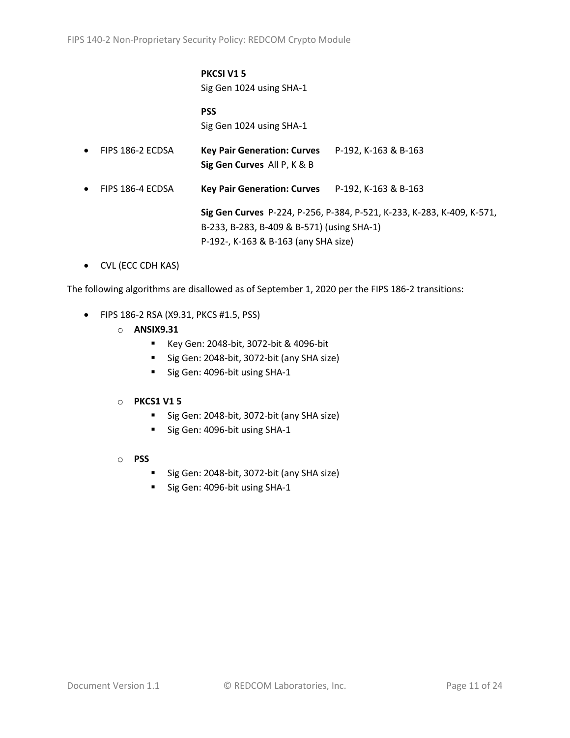**PKCSI V1 5**
Sig Gen 1024 using SHA-1

**PSS**
Sig Gen 1024 using SHA-1

- FIPS 186-2 ECDSA **Key Pair Generation: Curves** P-192, K-163 & B-163
  **Sig Gen Curves** All P, K & B

- FIPS 186-4 ECDSA **Key Pair Generation: Curves** P-192, K-163 & B-163

  **Sig Gen Curves** P-224, P-256, P-384, P-521, K-233, K-283, K-409, K-571, B-233, B-283, B-409 & B-571) (using SHA-1)
  P-192-, K-163 & B-163 (any SHA size)

- CVL (ECC CDH KAS)

The following algorithms are disallowed as of September 1, 2020 per the FIPS 186-2 transitions:

- FIPS 186-2 RSA (X9.31, PKCS #1.5, PSS)
  - **ANSIX9.31**
    - Key Gen: 2048-bit, 3072-bit & 4096-bit
    - Sig Gen: 2048-bit, 3072-bit (any SHA size)
    - Sig Gen: 4096-bit using SHA-1
  - **PKCS1 V1 5**
    - Sig Gen: 2048-bit, 3072-bit (any SHA size)
    - Sig Gen: 4096-bit using SHA-1
  - **PSS**
    - Sig Gen: 2048-bit, 3072-bit (any SHA size)
    - Sig Gen: 4096-bit using SHA-1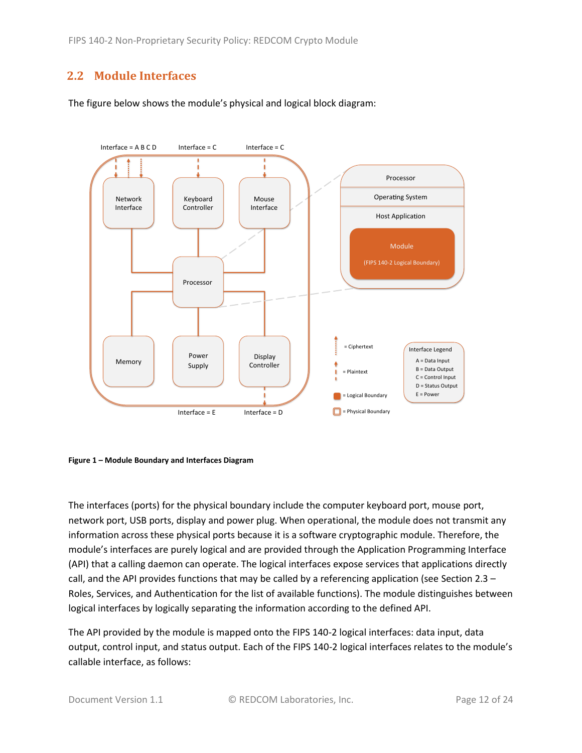## 2.2 Module Interfaces

The figure below shows the module's physical and logical block diagram:

**Figure 1 – Module Boundary and Interfaces Diagram**

The interfaces (ports) for the physical boundary include the computer keyboard port, mouse port, network port, USB ports, display and power plug. When operational, the module does not transmit any information across these physical ports because it is a software cryptographic module. Therefore, the module's interfaces are purely logical and are provided through the Application Programming Interface (API) that a calling daemon can operate. The logical interfaces expose services that applications directly call, and the API provides functions that may be called by a referencing application (see Section 2.3 – Roles, Services, and Authentication for the list of available functions). The module distinguishes between logical interfaces by logically separating the information according to the defined API.

The API provided by the module is mapped onto the FIPS 140-2 logical interfaces: data input, data output, control input, and status output. Each of the FIPS 140-2 logical interfaces relates to the module's callable interface, as follows: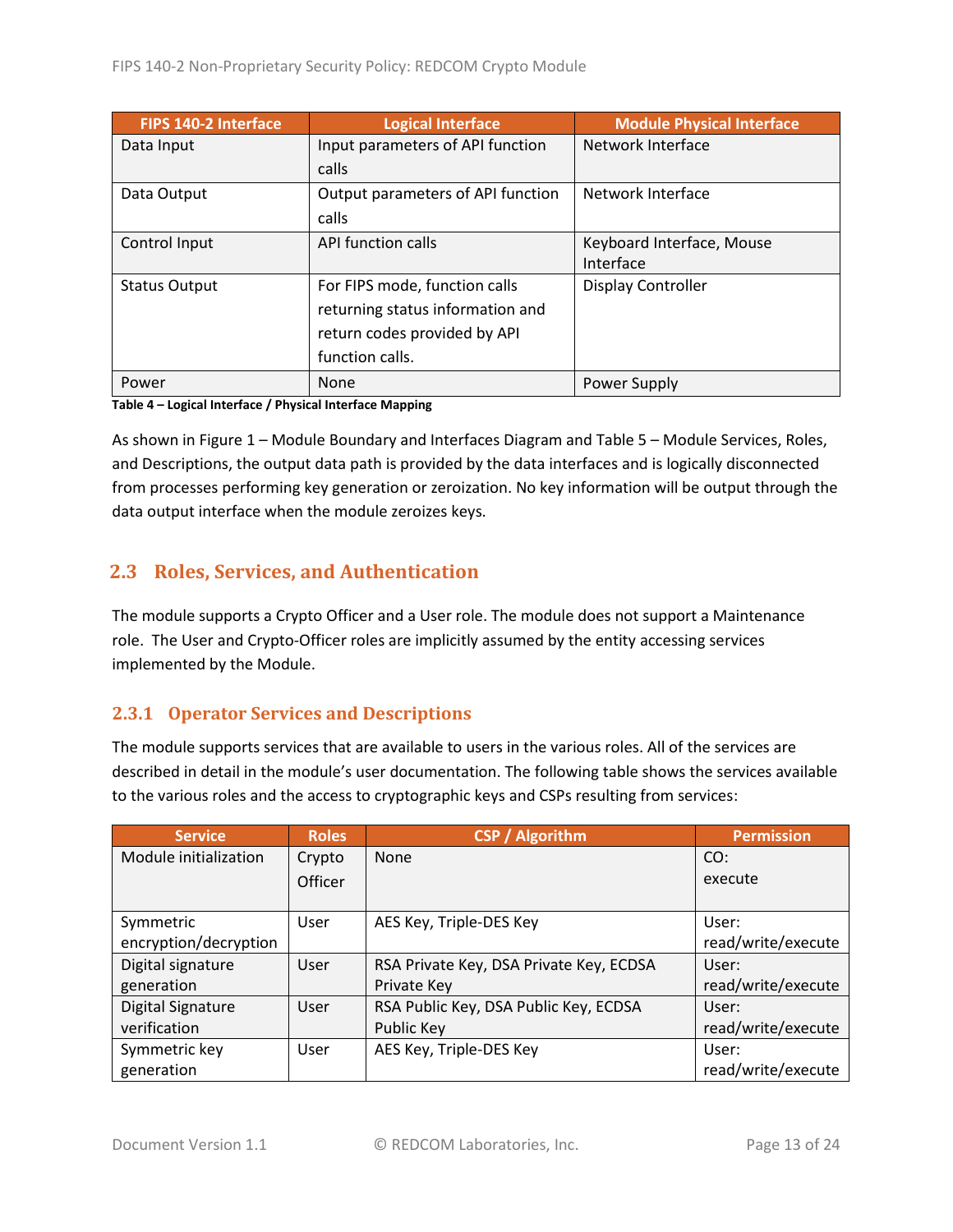| FIPS 140-2 Interface | Logical Interface | Module Physical Interface |
|---|---|---|
| Data Input | Input parameters of API function calls | Network Interface |
| Data Output | Output parameters of API function calls | Network Interface |
| Control Input | API function calls | Keyboard Interface, Mouse Interface |
| Status Output | For FIPS mode, function calls returning status information and return codes provided by API function calls. | Display Controller |
| Power | None | Power Supply |

**Table 4 – Logical Interface / Physical Interface Mapping**

As shown in Figure 1 – Module Boundary and Interfaces Diagram and Table 5 – Module Services, Roles, and Descriptions, the output data path is provided by the data interfaces and is logically disconnected from processes performing key generation or zeroization. No key information will be output through the data output interface when the module zeroizes keys.

## 2.3 Roles, Services, and Authentication

The module supports a Crypto Officer and a User role. The module does not support a Maintenance role. The User and Crypto-Officer roles are implicitly assumed by the entity accessing services implemented by the Module.

### 2.3.1 Operator Services and Descriptions

The module supports services that are available to users in the various roles. All of the services are described in detail in the module's user documentation. The following table shows the services available to the various roles and the access to cryptographic keys and CSPs resulting from services:

| Service | Roles | CSP / Algorithm | Permission |
|---|---|---|---|
| Module initialization | Crypto Officer | None | CO: execute |
| Symmetric encryption/decryption | User | AES Key, Triple-DES Key | User: read/write/execute |
| Digital signature generation | User | RSA Private Key, DSA Private Key, ECDSA Private Key | User: read/write/execute |
| Digital Signature verification | User | RSA Public Key, DSA Public Key, ECDSA Public Key | User: read/write/execute |
| Symmetric key generation | User | AES Key, Triple-DES Key | User: read/write/execute |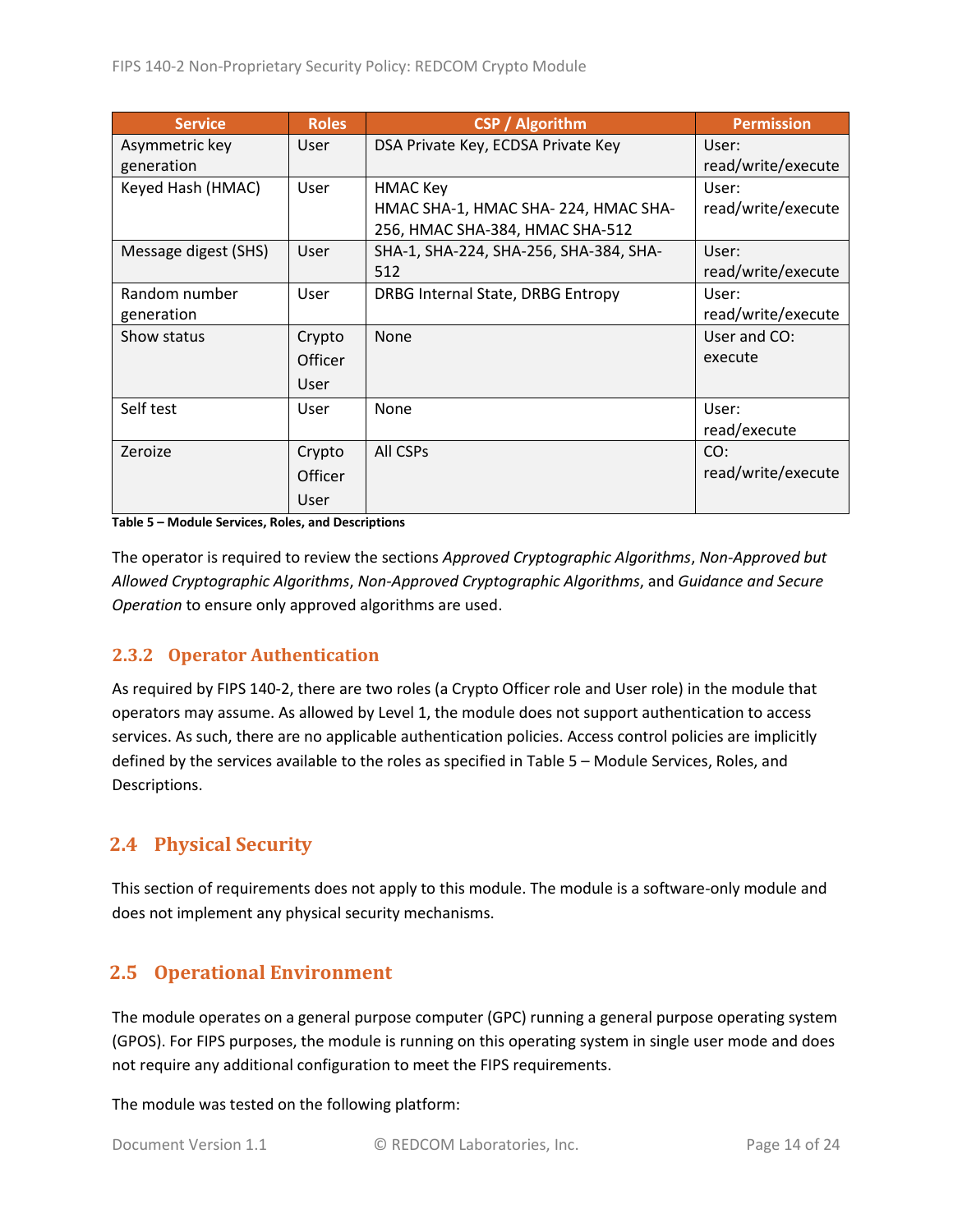| Service | Roles | CSP / Algorithm | Permission |
|---|---|---|---|
| Asymmetric key generation | User | DSA Private Key, ECDSA Private Key | User: read/write/execute |
| Keyed Hash (HMAC) | User | HMAC Key<br>HMAC SHA-1, HMAC SHA- 224, HMAC SHA-256, HMAC SHA-384, HMAC SHA-512 | User: read/write/execute |
| Message digest (SHS) | User | SHA-1, SHA-224, SHA-256, SHA-384, SHA-512 | User: read/write/execute |
| Random number generation | User | DRBG Internal State, DRBG Entropy | User: read/write/execute |
| Show status | Crypto Officer<br>User | None | User and CO: execute |
| Self test | User | None | User: read/execute |
| Zeroize | Crypto Officer<br>User | All CSPs | CO: read/write/execute |

**Table 5 – Module Services, Roles, and Descriptions**

The operator is required to review the sections *Approved Cryptographic Algorithms*, *Non-Approved but Allowed Cryptographic Algorithms*, *Non-Approved Cryptographic Algorithms*, and *Guidance and Secure Operation* to ensure only approved algorithms are used.

### 2.3.2 Operator Authentication

As required by FIPS 140-2, there are two roles (a Crypto Officer role and User role) in the module that operators may assume. As allowed by Level 1, the module does not support authentication to access services. As such, there are no applicable authentication policies. Access control policies are implicitly defined by the services available to the roles as specified in Table 5 – Module Services, Roles, and Descriptions.

## 2.4 Physical Security

This section of requirements does not apply to this module. The module is a software-only module and does not implement any physical security mechanisms.

## 2.5 Operational Environment

The module operates on a general purpose computer (GPC) running a general purpose operating system (GPOS). For FIPS purposes, the module is running on this operating system in single user mode and does not require any additional configuration to meet the FIPS requirements.

The module was tested on the following platform: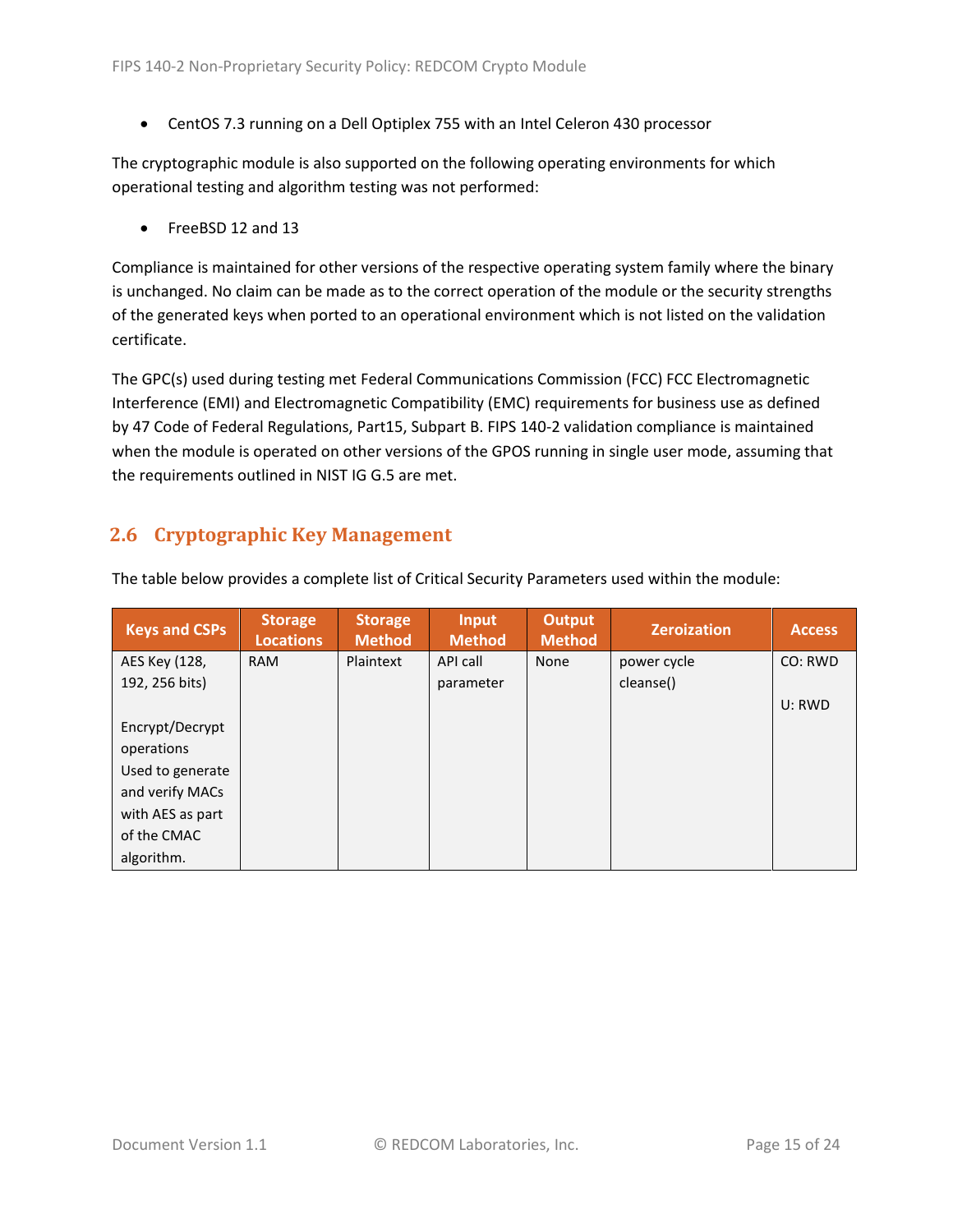- CentOS 7.3 running on a Dell Optiplex 755 with an Intel Celeron 430 processor

The cryptographic module is also supported on the following operating environments for which operational testing and algorithm testing was not performed:

- FreeBSD 12 and 13

Compliance is maintained for other versions of the respective operating system family where the binary is unchanged. No claim can be made as to the correct operation of the module or the security strengths of the generated keys when ported to an operational environment which is not listed on the validation certificate.

The GPC(s) used during testing met Federal Communications Commission (FCC) FCC Electromagnetic Interference (EMI) and Electromagnetic Compatibility (EMC) requirements for business use as defined by 47 Code of Federal Regulations, Part15, Subpart B. FIPS 140-2 validation compliance is maintained when the module is operated on other versions of the GPOS running in single user mode, assuming that the requirements outlined in NIST IG G.5 are met.

## 2.6 Cryptographic Key Management

The table below provides a complete list of Critical Security Parameters used within the module:

| Keys and CSPs | Storage Locations | Storage Method | Input Method | Output Method | Zeroization | Access |
|---|---|---|---|---|---|---|
| AES Key (128, 192, 256 bits)<br><br>Encrypt/Decrypt operations Used to generate and verify MACs with AES as part of the CMAC algorithm. | RAM | Plaintext | API call parameter | None | power cycle cleanse() | CO: RWD<br><br>U: RWD |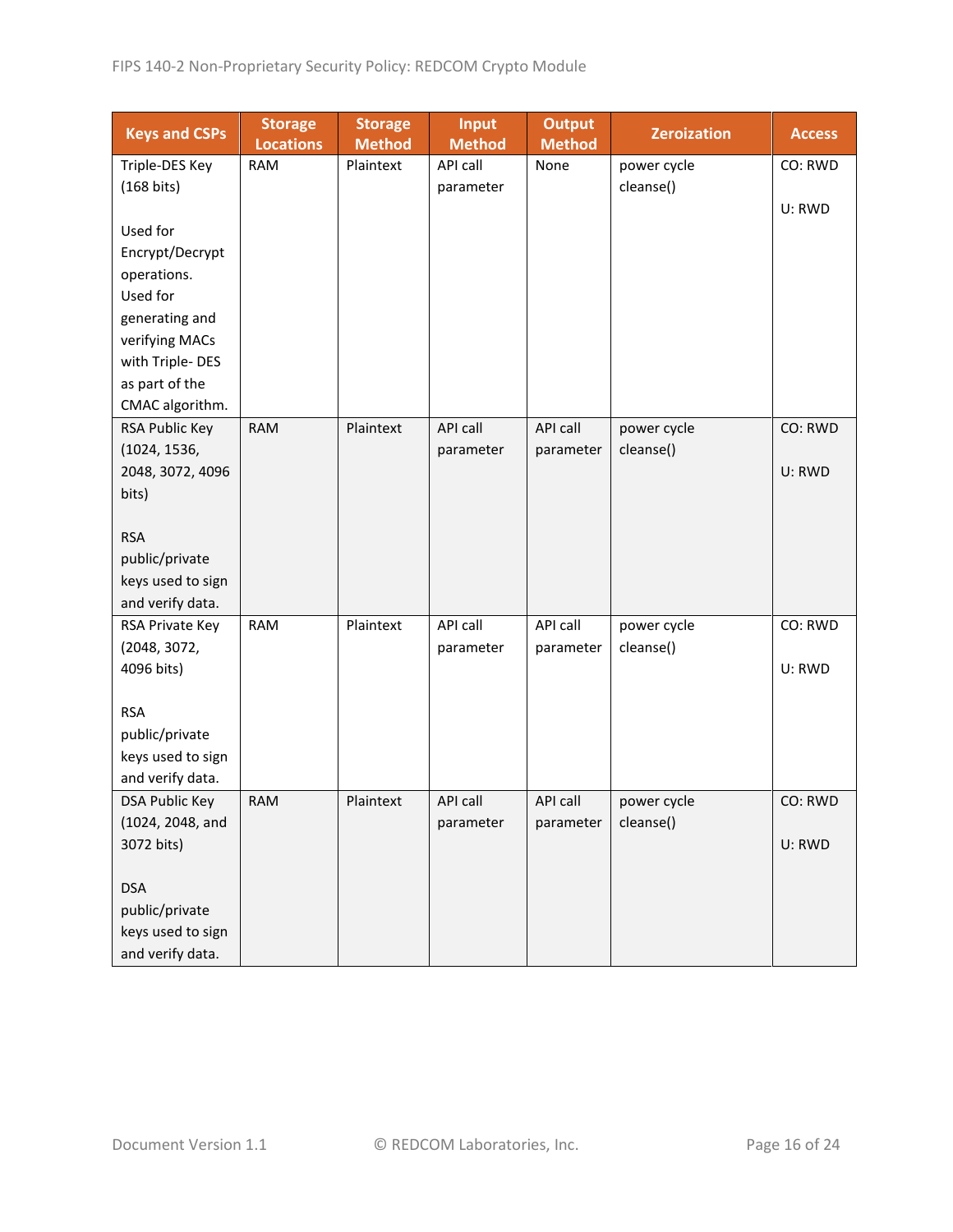| Keys and CSPs | Storage Locations | Storage Method | Input Method | Output Method | Zeroization | Access |
|---|---|---|---|---|---|---|
| Triple-DES Key (168 bits)<br><br>Used for Encrypt/Decrypt operations. Used for generating and verifying MACs with Triple- DES as part of the CMAC algorithm. | RAM | Plaintext | API call parameter | None | power cycle cleanse() | CO: RWD<br><br>U: RWD |
| RSA Public Key (1024, 1536, 2048, 3072, 4096 bits)<br><br>RSA public/private keys used to sign and verify data. | RAM | Plaintext | API call parameter | API call parameter | power cycle cleanse() | CO: RWD<br><br>U: RWD |
| RSA Private Key (2048, 3072, 4096 bits)<br><br>RSA public/private keys used to sign and verify data. | RAM | Plaintext | API call parameter | API call parameter | power cycle cleanse() | CO: RWD<br><br>U: RWD |
| DSA Public Key (1024, 2048, and 3072 bits)<br><br>DSA public/private keys used to sign and verify data. | RAM | Plaintext | API call parameter | API call parameter | power cycle cleanse() | CO: RWD<br><br>U: RWD |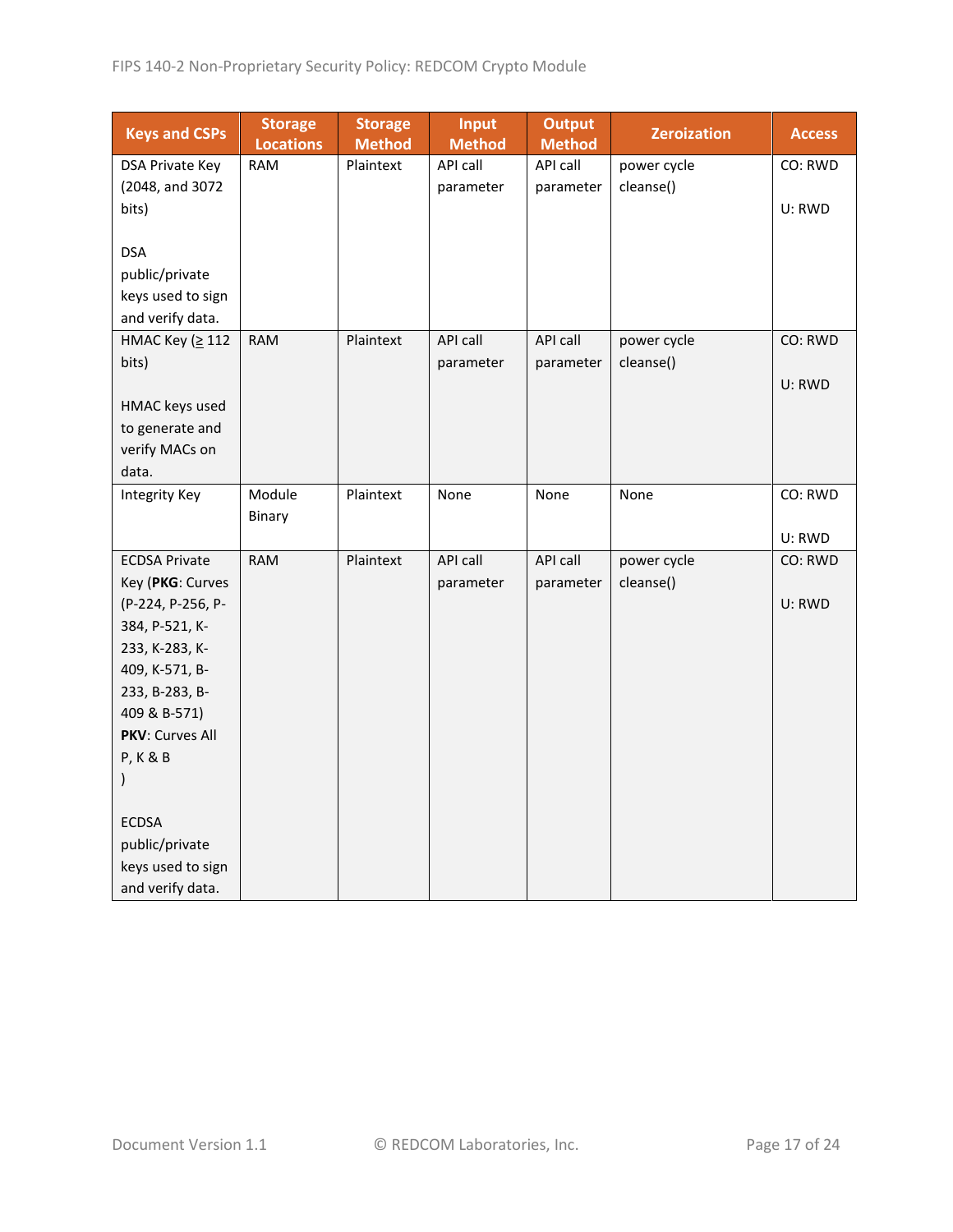| Keys and CSPs | Storage Locations | Storage Method | Input Method | Output Method | Zeroization | Access |
|---|---|---|---|---|---|---|
| DSA Private Key (2048, and 3072 bits)<br><br>DSA public/private keys used to sign and verify data. | RAM | Plaintext | API call parameter | API call parameter | power cycle cleanse() | CO: RWD<br><br>U: RWD |
| HMAC Key (≥ 112 bits)<br><br>HMAC keys used to generate and verify MACs on data. | RAM | Plaintext | API call parameter | API call parameter | power cycle cleanse() | CO: RWD<br><br>U: RWD |
| Integrity Key | Module Binary | Plaintext | None | None | None | CO: RWD<br><br>U: RWD |
| ECDSA Private Key (**PKG**: Curves (P-224, P-256, P-384, P-521, K-233, K-283, K-409, K-571, B-233, B-283, B-409 & B-571) **PKV**: Curves All P, K & B )<br><br>ECDSA public/private keys used to sign and verify data. | RAM | Plaintext | API call parameter | API call parameter | power cycle cleanse() | CO: RWD<br><br>U: RWD |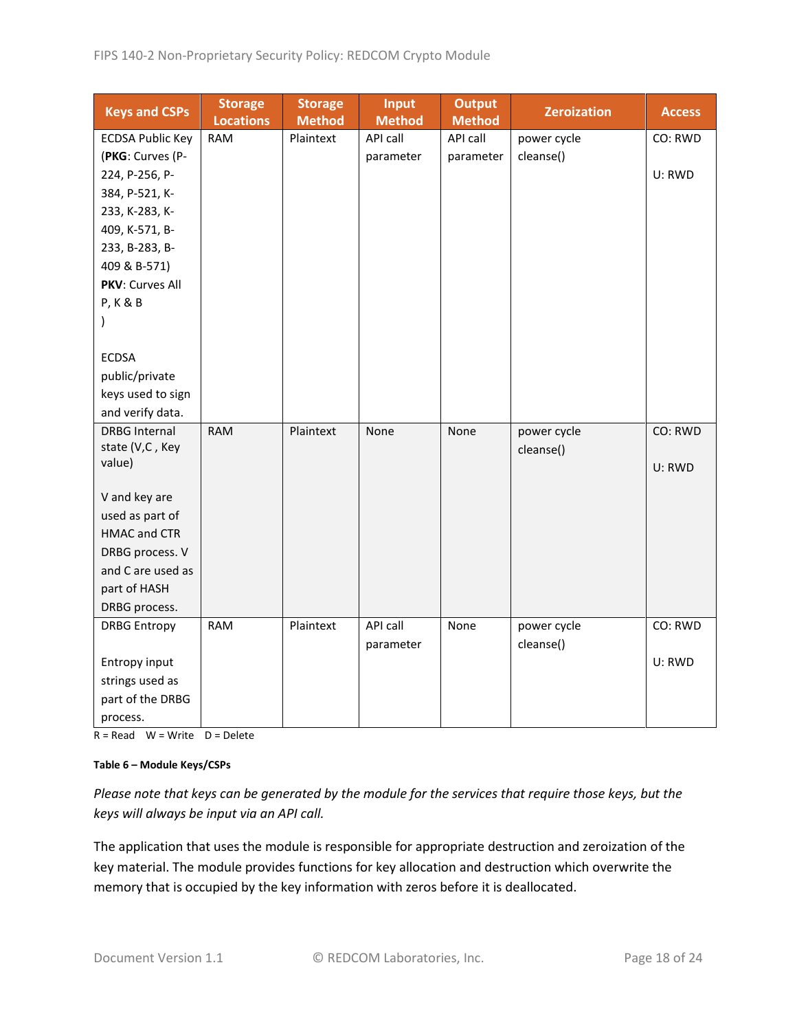| Keys and CSPs | Storage Locations | Storage Method | Input Method | Output Method | Zeroization | Access |
|---|---|---|---|---|---|---|
| ECDSA Public Key (**PKG**: Curves (P-224, P-256, P-384, P-521, K-233, K-283, K-409, K-571, B-233, B-283, B-409 & B-571) **PKV**: Curves All P, K & B ) <br><br> ECDSA public/private keys used to sign and verify data. | RAM | Plaintext | API call parameter | API call parameter | power cycle cleanse() | CO: RWD <br><br> U: RWD |
| DRBG Internal state (V,C , Key value) <br><br> V and key are used as part of HMAC and CTR DRBG process. V and C are used as part of HASH DRBG process. | RAM | Plaintext | None | None | power cycle cleanse() | CO: RWD <br><br> U: RWD |
| DRBG Entropy <br><br> Entropy input strings used as part of the DRBG process. | RAM | Plaintext | API call parameter | None | power cycle cleanse() | CO: RWD <br><br> U: RWD |

R = Read W = Write D = Delete

**Table 6 – Module Keys/CSPs**

*Please note that keys can be generated by the module for the services that require those keys, but the keys will always be input via an API call.*

The application that uses the module is responsible for appropriate destruction and zeroization of the key material. The module provides functions for key allocation and destruction which overwrite the memory that is occupied by the key information with zeros before it is deallocated.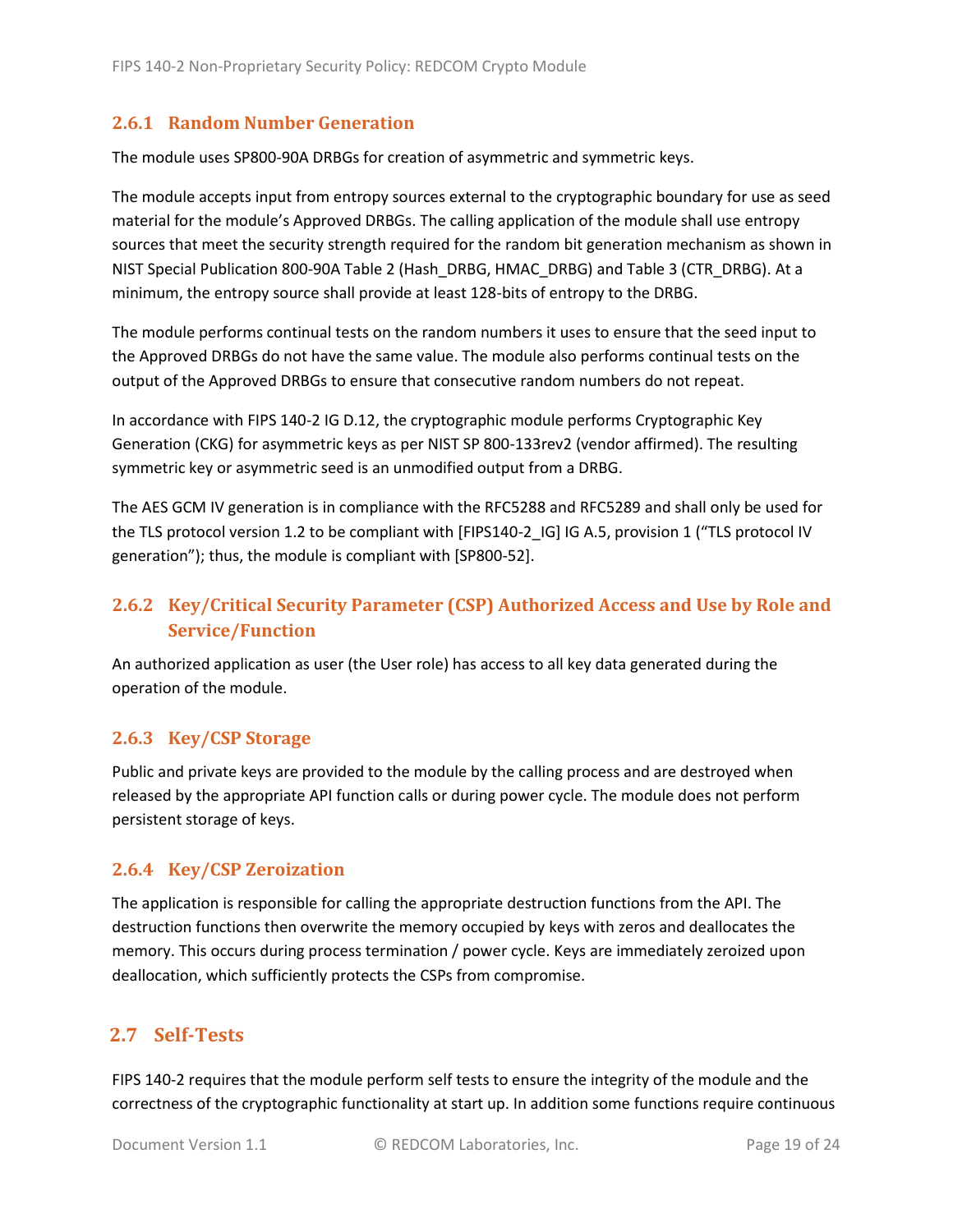### 2.6.1 Random Number Generation

The module uses SP800-90A DRBGs for creation of asymmetric and symmetric keys.

The module accepts input from entropy sources external to the cryptographic boundary for use as seed material for the module's Approved DRBGs. The calling application of the module shall use entropy sources that meet the security strength required for the random bit generation mechanism as shown in NIST Special Publication 800-90A Table 2 (Hash_DRBG, HMAC_DRBG) and Table 3 (CTR_DRBG). At a minimum, the entropy source shall provide at least 128-bits of entropy to the DRBG.

The module performs continual tests on the random numbers it uses to ensure that the seed input to the Approved DRBGs do not have the same value. The module also performs continual tests on the output of the Approved DRBGs to ensure that consecutive random numbers do not repeat.

In accordance with FIPS 140-2 IG D.12, the cryptographic module performs Cryptographic Key Generation (CKG) for asymmetric keys as per NIST SP 800-133rev2 (vendor affirmed). The resulting symmetric key or asymmetric seed is an unmodified output from a DRBG.

The AES GCM IV generation is in compliance with the RFC5288 and RFC5289 and shall only be used for the TLS protocol version 1.2 to be compliant with [FIPS140-2_IG] IG A.5, provision 1 ("TLS protocol IV generation"); thus, the module is compliant with [SP800-52].

### 2.6.2 Key/Critical Security Parameter (CSP) Authorized Access and Use by Role and Service/Function

An authorized application as user (the User role) has access to all key data generated during the operation of the module.

### 2.6.3 Key/CSP Storage

Public and private keys are provided to the module by the calling process and are destroyed when released by the appropriate API function calls or during power cycle. The module does not perform persistent storage of keys.

### 2.6.4 Key/CSP Zeroization

The application is responsible for calling the appropriate destruction functions from the API. The destruction functions then overwrite the memory occupied by keys with zeros and deallocates the memory. This occurs during process termination / power cycle. Keys are immediately zeroized upon deallocation, which sufficiently protects the CSPs from compromise.

## 2.7 Self-Tests

FIPS 140-2 requires that the module perform self tests to ensure the integrity of the module and the correctness of the cryptographic functionality at start up. In addition some functions require continuous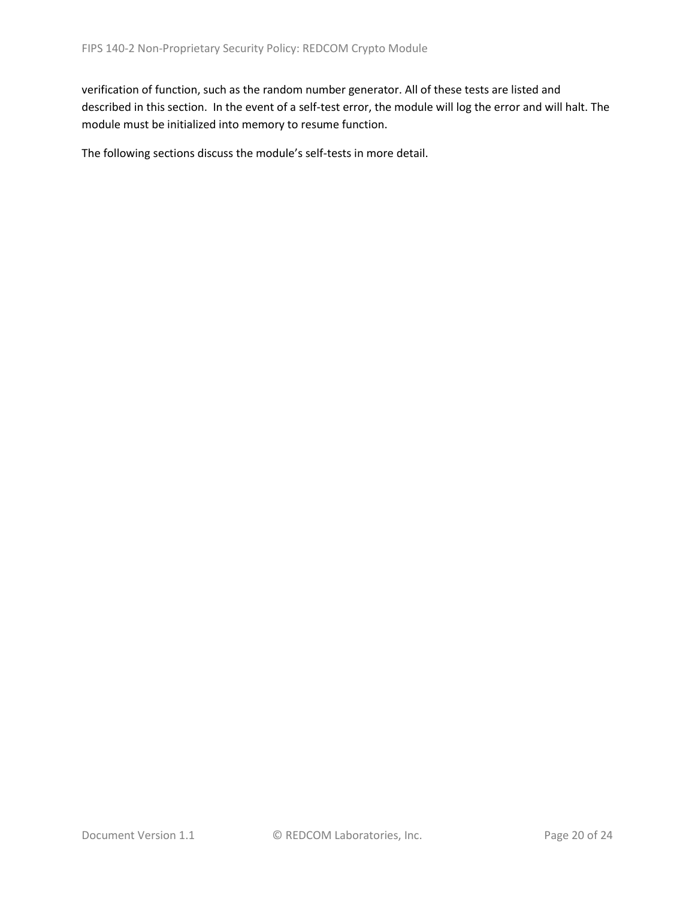verification of function, such as the random number generator. All of these tests are listed and described in this section.  In the event of a self-test error, the module will log the error and will halt. The module must be initialized into memory to resume function.

The following sections discuss the module's self-tests in more detail.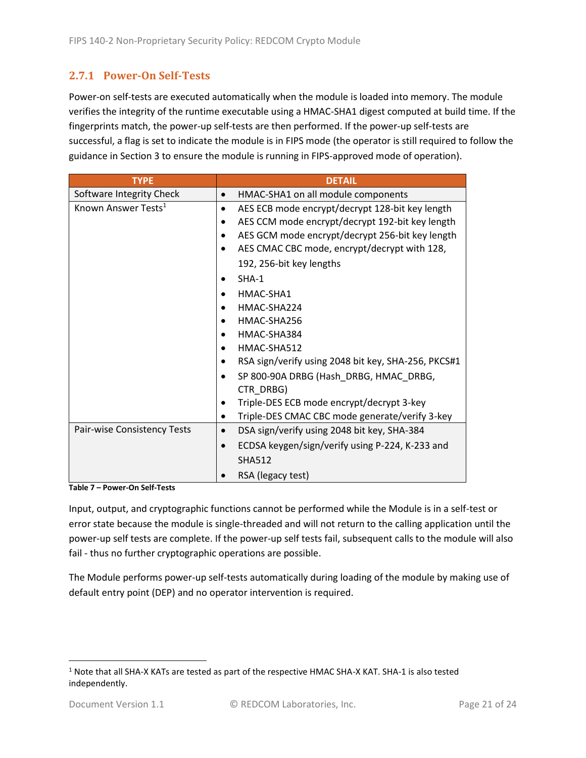### 2.7.1 Power-On Self-Tests

Power-on self-tests are executed automatically when the module is loaded into memory. The module verifies the integrity of the runtime executable using a HMAC-SHA1 digest computed at build time. If the fingerprints match, the power-up self-tests are then performed. If the power-up self-tests are successful, a flag is set to indicate the module is in FIPS mode (the operator is still required to follow the guidance in Section 3 to ensure the module is running in FIPS-approved mode of operation).

| TYPE | DETAIL |
|---|---|
| Software Integrity Check | • HMAC-SHA1 on all module components |
| Known Answer Tests[1] | • AES ECB mode encrypt/decrypt 128-bit key length<br>• AES CCM mode encrypt/decrypt 192-bit key length<br>• AES GCM mode encrypt/decrypt 256-bit key length<br>• AES CMAC CBC mode, encrypt/decrypt with 128, 192, 256-bit key lengths<br>• SHA-1<br>• HMAC-SHA1<br>• HMAC-SHA224<br>• HMAC-SHA256<br>• HMAC-SHA384<br>• HMAC-SHA512<br>• RSA sign/verify using 2048 bit key, SHA-256, PKCS#1<br>• SP 800-90A DRBG (Hash_DRBG, HMAC_DRBG, CTR_DRBG)<br>• Triple-DES ECB mode encrypt/decrypt 3-key<br>• Triple-DES CMAC CBC mode generate/verify 3-key |
| Pair-wise Consistency Tests | • DSA sign/verify using 2048 bit key, SHA-384<br>• ECDSA keygen/sign/verify using P-224, K-233 and SHA512<br>• RSA (legacy test) |

**Table 7 – Power-On Self-Tests**

Input, output, and cryptographic functions cannot be performed while the Module is in a self-test or error state because the module is single-threaded and will not return to the calling application until the power-up self tests are complete. If the power-up self tests fail, subsequent calls to the module will also fail - thus no further cryptographic operations are possible.

The Module performs power-up self-tests automatically during loading of the module by making use of default entry point (DEP) and no operator intervention is required.

---

[1] Note that all SHA-X KATs are tested as part of the respective HMAC SHA-X KAT. SHA-1 is also tested independently.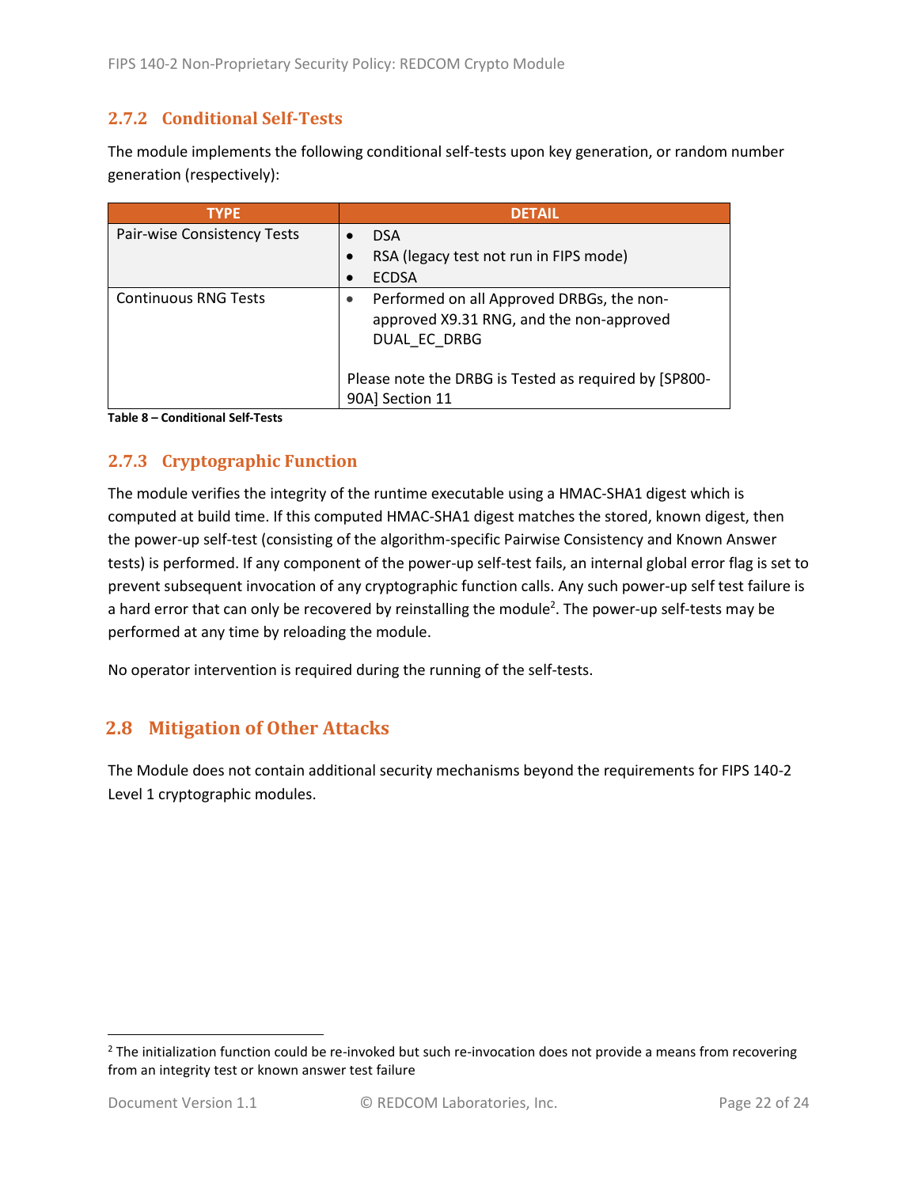### 2.7.2 Conditional Self-Tests

The module implements the following conditional self-tests upon key generation, or random number generation (respectively):

| TYPE | DETAIL |
|---|---|
| Pair-wise Consistency Tests | • DSA<br>• RSA (legacy test not run in FIPS mode)<br>• ECDSA |
| Continuous RNG Tests | • Performed on all Approved DRBGs, the non-approved X9.31 RNG, and the non-approved DUAL_EC_DRBG<br><br>Please note the DRBG is Tested as required by [SP800-90A] Section 11 |

**Table 8 – Conditional Self-Tests**

### 2.7.3 Cryptographic Function

The module verifies the integrity of the runtime executable using a HMAC-SHA1 digest which is computed at build time. If this computed HMAC-SHA1 digest matches the stored, known digest, then the power-up self-test (consisting of the algorithm-specific Pairwise Consistency and Known Answer tests) is performed. If any component of the power-up self-test fails, an internal global error flag is set to prevent subsequent invocation of any cryptographic function calls. Any such power-up self test failure is a hard error that can only be recovered by reinstalling the module[2]. The power-up self-tests may be performed at any time by reloading the module.

No operator intervention is required during the running of the self-tests.

## 2.8 Mitigation of Other Attacks

The Module does not contain additional security mechanisms beyond the requirements for FIPS 140-2 Level 1 cryptographic modules.

---

[2] The initialization function could be re-invoked but such re-invocation does not provide a means from recovering from an integrity test or known answer test failure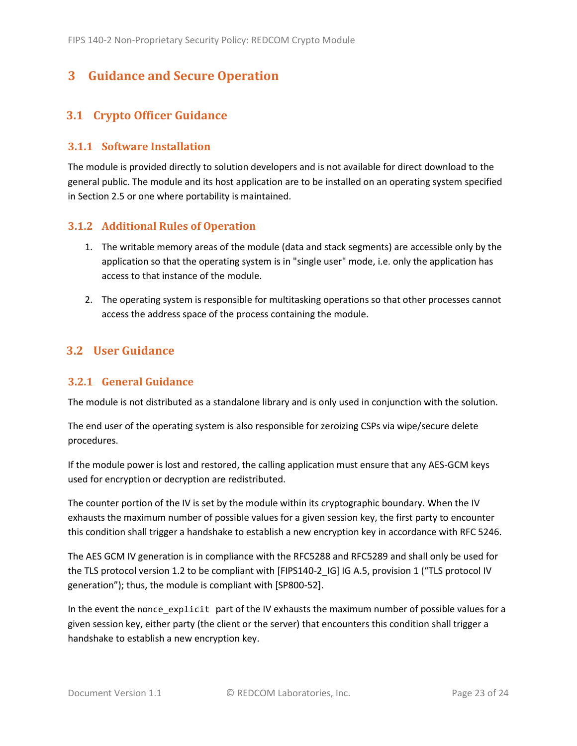# 3 Guidance and Secure Operation

## 3.1 Crypto Officer Guidance

### 3.1.1 Software Installation

The module is provided directly to solution developers and is not available for direct download to the general public. The module and its host application are to be installed on an operating system specified in Section 2.5 or one where portability is maintained.

### 3.1.2 Additional Rules of Operation

1. The writable memory areas of the module (data and stack segments) are accessible only by the application so that the operating system is in "single user" mode, i.e. only the application has access to that instance of the module.

2. The operating system is responsible for multitasking operations so that other processes cannot access the address space of the process containing the module.

## 3.2 User Guidance

### 3.2.1 General Guidance

The module is not distributed as a standalone library and is only used in conjunction with the solution.

The end user of the operating system is also responsible for zeroizing CSPs via wipe/secure delete procedures.

If the module power is lost and restored, the calling application must ensure that any AES-GCM keys used for encryption or decryption are redistributed.

The counter portion of the IV is set by the module within its cryptographic boundary. When the IV exhausts the maximum number of possible values for a given session key, the first party to encounter this condition shall trigger a handshake to establish a new encryption key in accordance with RFC 5246.

The AES GCM IV generation is in compliance with the RFC5288 and RFC5289 and shall only be used for the TLS protocol version 1.2 to be compliant with [FIPS140-2_IG] IG A.5, provision 1 ("TLS protocol IV generation"); thus, the module is compliant with [SP800-52].

In the event the `nonce_explicit` part of the IV exhausts the maximum number of possible values for a given session key, either party (the client or the server) that encounters this condition shall trigger a handshake to establish a new encryption key.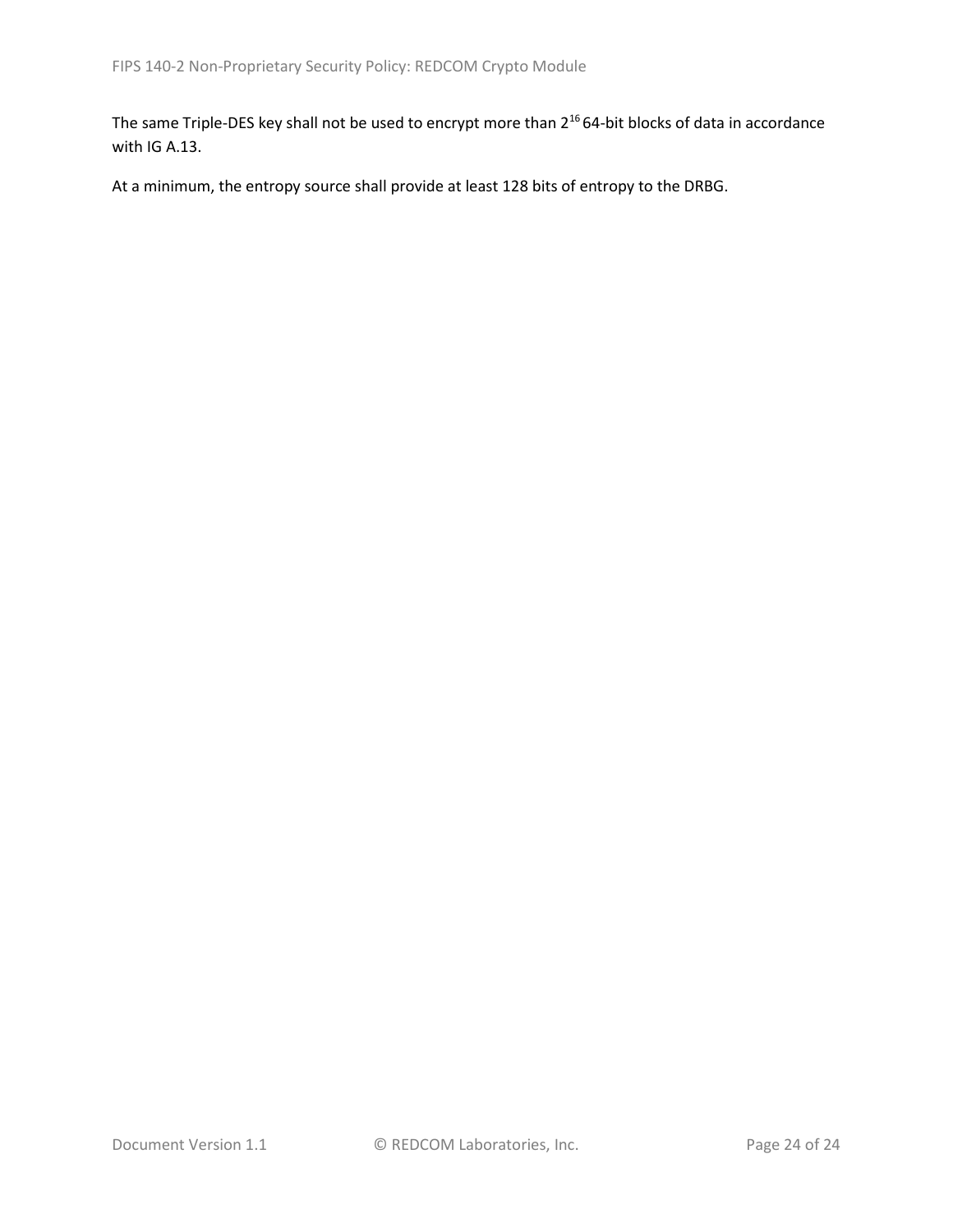The same Triple-DES key shall not be used to encrypt more than $2^{16}$ 64-bit blocks of data in accordance with IG A.13.

At a minimum, the entropy source shall provide at least 128 bits of entropy to the DRBG.